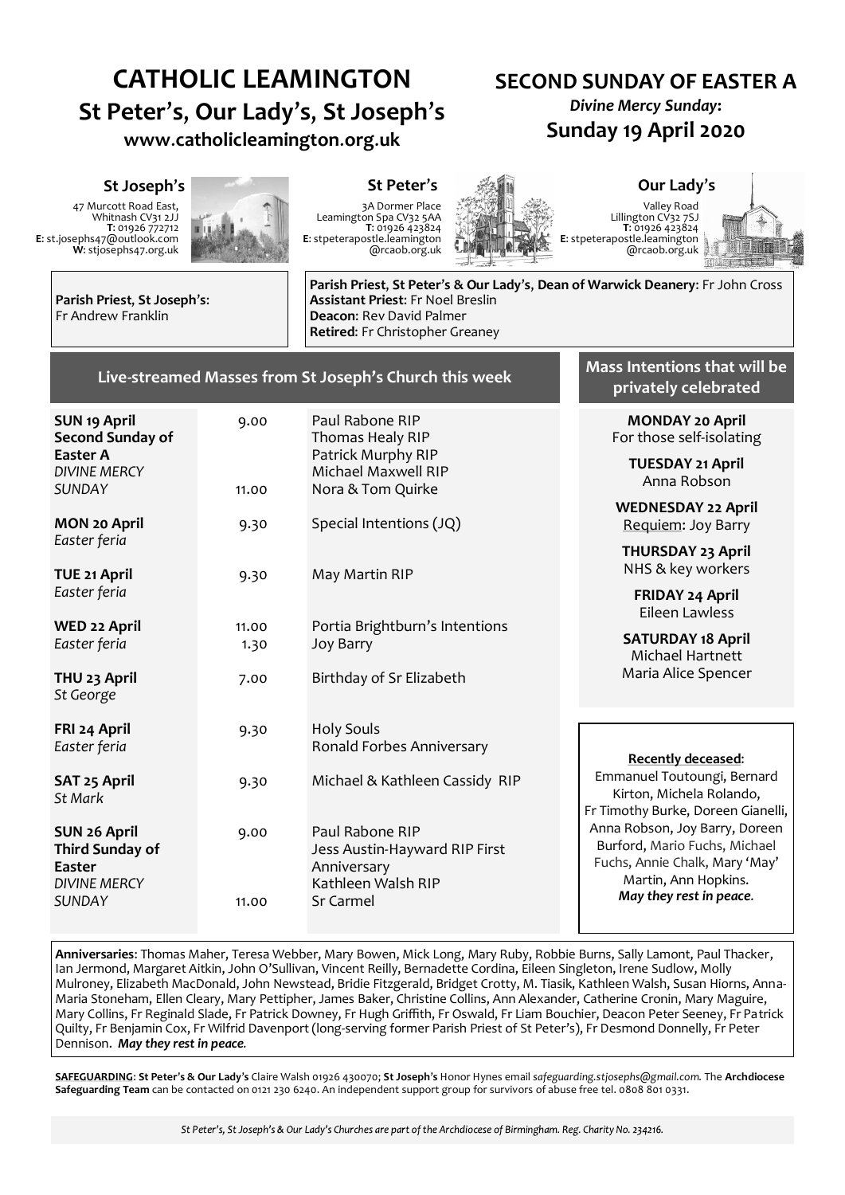# CATHOLIC LEAMINGTON

## St Peter's, Our Lady's, St Joseph's

**www.catholicleamington.org.uk**

## SECOND SUNDAY OF EASTER A

***Divine Mercy Sunday*****:**

**Sunday 19 April 2020**

**St Joseph's**
47 Murcott Road East,
Whitnash CV31 2JJ
**T**: 01926 772712
**E**: st.josephs47@outlook.com
**W**: stjosephs47.org.uk

**St Peter's**
3A Dormer Place
Leamington Spa CV32 5AA
**T**: 01926 423824
**E**: stpeterapostle.leamington@rcaob.org.uk

**Our Lady's**
Valley Road
Lillington CV32 7SJ
**T**: 01926 423824
**E**: stpeterapostle.leamington@rcaob.org.uk

**Parish Priest, St Joseph's**:
Fr Andrew Franklin

**Parish Priest, St Peter's & Our Lady's, Dean of Warwick Deanery**: Fr John Cross
**Assistant Priest**: Fr Noel Breslin
**Deacon**: Rev David Palmer
**Retired**: Fr Christopher Greaney

### Live-streamed Masses from St Joseph's Church this week

| | | |
|---|---|---|
| **SUN 19 April** **Second Sunday of Easter A** *DIVINE MERCY SUNDAY* | 9.00 | Paul Rabone RIP<br>Thomas Healy RIP<br>Patrick Murphy RIP<br>Michael Maxwell RIP |
| | 11.00 | Nora & Tom Quirke |
| **MON 20 April** *Easter feria* | 9.30 | Special Intentions (JQ) |
| **TUE 21 April** *Easter feria* | 9.30 | May Martin RIP |
| **WED 22 April** *Easter feria* | 11.00 | Portia Brightburn's Intentions |
| | 1.30 | Joy Barry |
| **THU 23 April** *St George* | 7.00 | Birthday of Sr Elizabeth |
| **FRI 24 April** *Easter feria* | 9.30 | Holy Souls<br>Ronald Forbes Anniversary |
| **SAT 25 April** *St Mark* | 9.30 | Michael & Kathleen Cassidy RIP |
| **SUN 26 April** **Third Sunday of Easter** *DIVINE MERCY SUNDAY* | 9.00 | Paul Rabone RIP<br>Jess Austin-Hayward RIP First Anniversary<br>Kathleen Walsh RIP |
| | 11.00 | Sr Carmel |

### Mass Intentions that will be privately celebrated

**MONDAY 20 April**
For those self-isolating

**TUESDAY 21 April**
Anna Robson

**WEDNESDAY 22 April**
Requiem: Joy Barry

**THURSDAY 23 April**
NHS & key workers

**FRIDAY 24 April**
Eileen Lawless

**SATURDAY 18 April**
Michael Hartnett
Maria Alice Spencer

**Recently deceased**:
Emmanuel Toutoungi, Bernard Kirton, Michela Rolando, Fr Timothy Burke, Doreen Gianelli, Anna Robson, Joy Barry, Doreen Burford, Mario Fuchs, Michael Fuchs, Annie Chalk, Mary 'May' Martin, Ann Hopkins.
***May they rest in peace*****.**

**Anniversaries**: Thomas Maher, Teresa Webber, Mary Bowen, Mick Long, Mary Ruby, Robbie Burns, Sally Lamont, Paul Thacker, Ian Jermond, Margaret Aitkin, John O'Sullivan, Vincent Reilly, Bernadette Cordina, Eileen Singleton, Irene Sudlow, Molly Mulroney, Elizabeth MacDonald, John Newstead, Bridie Fitzgerald, Bridget Crotty, M. Tiasik, Kathleen Walsh, Susan Hiorns, Anna-Maria Stoneham, Ellen Cleary, Mary Pettipher, James Baker, Christine Collins, Ann Alexander, Catherine Cronin, Mary Maguire, Mary Collins, Fr Reginald Slade, Fr Patrick Downey, Fr Hugh Griffith, Fr Oswald, Fr Liam Bouchier, Deacon Peter Seeney, Fr Patrick Quilty, Fr Benjamin Cox, Fr Wilfrid Davenport (long-serving former Parish Priest of St Peter's), Fr Desmond Donnelly, Fr Peter Dennison. ***May they rest in peace.***

**SAFEGUARDING**: **St Peter's & Our Lady's** Claire Walsh 01926 430070; **St Joseph's** Honor Hynes email *safeguarding.stjosephs@gmail.com*. The **Archdiocese Safeguarding Team** can be contacted on 0121 230 6240. An independent support group for survivors of abuse free tel. 0808 801 0331.

*St Peter's, St Joseph's & Our Lady's Churches are part of the Archdiocese of Birmingham. Reg. Charity No. 234216.*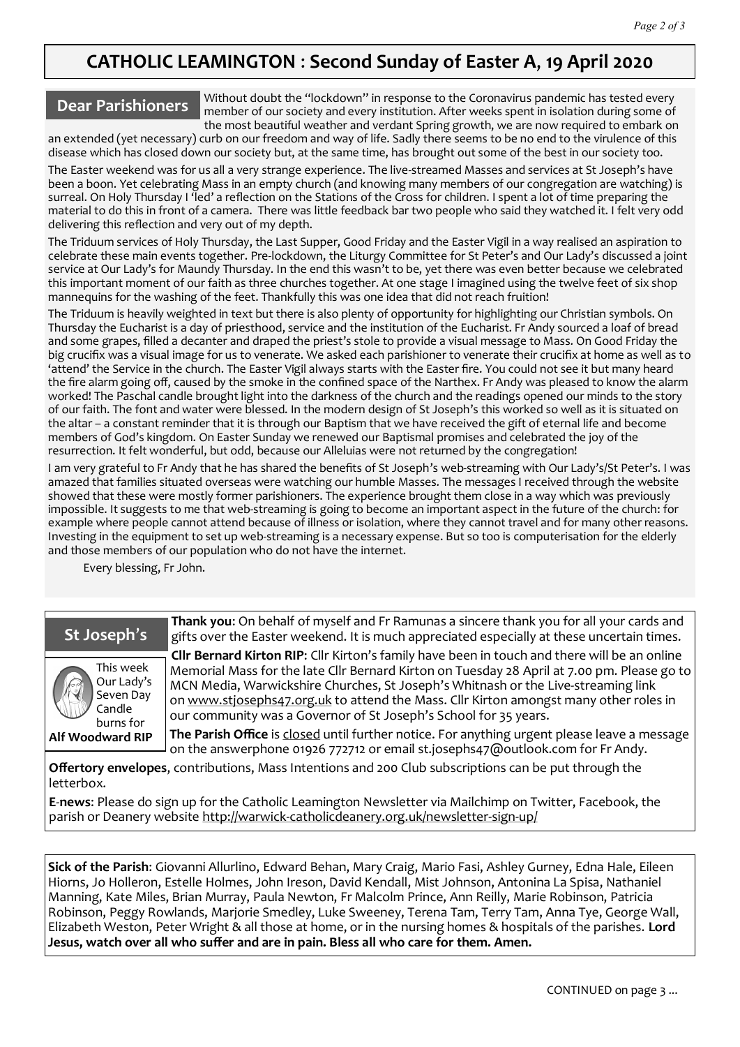# CATHOLIC LEAMINGTON : Second Sunday of Easter A, 19 April 2020

## Dear Parishioners

Without doubt the "lockdown" in response to the Coronavirus pandemic has tested every member of our society and every institution. After weeks spent in isolation during some of the most beautiful weather and verdant Spring growth, we are now required to embark on an extended (yet necessary) curb on our freedom and way of life. Sadly there seems to be no end to the virulence of this disease which has closed down our society but, at the same time, has brought out some of the best in our society too.

The Easter weekend was for us all a very strange experience. The live-streamed Masses and services at St Joseph's have been a boon. Yet celebrating Mass in an empty church (and knowing many members of our congregation are watching) is surreal. On Holy Thursday I 'led' a reflection on the Stations of the Cross for children. I spent a lot of time preparing the material to do this in front of a camera. There was little feedback bar two people who said they watched it. I felt very odd delivering this reflection and very out of my depth.

The Triduum services of Holy Thursday, the Last Supper, Good Friday and the Easter Vigil in a way realised an aspiration to celebrate these main events together. Pre-lockdown, the Liturgy Committee for St Peter's and Our Lady's discussed a joint service at Our Lady's for Maundy Thursday. In the end this wasn't to be, yet there was even better because we celebrated this important moment of our faith as three churches together. At one stage I imagined using the twelve feet of six shop mannequins for the washing of the feet. Thankfully this was one idea that did not reach fruition!

The Triduum is heavily weighted in text but there is also plenty of opportunity for highlighting our Christian symbols. On Thursday the Eucharist is a day of priesthood, service and the institution of the Eucharist. Fr Andy sourced a loaf of bread and some grapes, filled a decanter and draped the priest's stole to provide a visual message to Mass. On Good Friday the big crucifix was a visual image for us to venerate. We asked each parishioner to venerate their crucifix at home as well as to 'attend' the Service in the church. The Easter Vigil always starts with the Easter fire. You could not see it but many heard the fire alarm going off, caused by the smoke in the confined space of the Narthex. Fr Andy was pleased to know the alarm worked! The Paschal candle brought light into the darkness of the church and the readings opened our minds to the story of our faith. The font and water were blessed. In the modern design of St Joseph's this worked so well as it is situated on the altar – a constant reminder that it is through our Baptism that we have received the gift of eternal life and become members of God's kingdom. On Easter Sunday we renewed our Baptismal promises and celebrated the joy of the resurrection. It felt wonderful, but odd, because our Alleluias were not returned by the congregation!

I am very grateful to Fr Andy that he has shared the benefits of St Joseph's web-streaming with Our Lady's/St Peter's. I was amazed that families situated overseas were watching our humble Masses. The messages I received through the website showed that these were mostly former parishioners. The experience brought them close in a way which was previously impossible. It suggests to me that web-streaming is going to become an important aspect in the future of the church: for example where people cannot attend because of illness or isolation, where they cannot travel and for many other reasons. Investing in the equipment to set up web-streaming is a necessary expense. But so too is computerisation for the elderly and those members of our population who do not have the internet.

Every blessing, Fr John.

## St Joseph's

This week Our Lady's Seven Day Candle burns for **Alf Woodward RIP**

**Thank you**: On behalf of myself and Fr Ramunas a sincere thank you for all your cards and gifts over the Easter weekend. It is much appreciated especially at these uncertain times.

**Cllr Bernard Kirton RIP**: Cllr Kirton's family have been in touch and there will be an online Memorial Mass for the late Cllr Bernard Kirton on Tuesday 28 April at 7.00 pm. Please go to MCN Media, Warwickshire Churches, St Joseph's Whitnash or the Live-streaming link on www.stjosephs47.org.uk to attend the Mass. Cllr Kirton amongst many other roles in our community was a Governor of St Joseph's School for 35 years.

**The Parish Office** is closed until further notice. For anything urgent please leave a message on the answerphone 01926 772712 or email st.josephs47@outlook.com for Fr Andy.

**Offertory envelopes**, contributions, Mass Intentions and 200 Club subscriptions can be put through the letterbox.

**E-news**: Please do sign up for the Catholic Leamington Newsletter via Mailchimp on Twitter, Facebook, the parish or Deanery website http://warwick-catholicdeanery.org.uk/newsletter-sign-up/

**Sick of the Parish**: Giovanni Allurlino, Edward Behan, Mary Craig, Mario Fasi, Ashley Gurney, Edna Hale, Eileen Hiorns, Jo Holleron, Estelle Holmes, John Ireson, David Kendall, Mist Johnson, Antonina La Spisa, Nathaniel Manning, Kate Miles, Brian Murray, Paula Newton, Fr Malcolm Prince, Ann Reilly, Marie Robinson, Patricia Robinson, Peggy Rowlands, Marjorie Smedley, Luke Sweeney, Terena Tam, Terry Tam, Anna Tye, George Wall, Elizabeth Weston, Peter Wright & all those at home, or in the nursing homes & hospitals of the parishes. **Lord Jesus, watch over all who suffer and are in pain. Bless all who care for them. Amen.**

CONTINUED on page 3 ...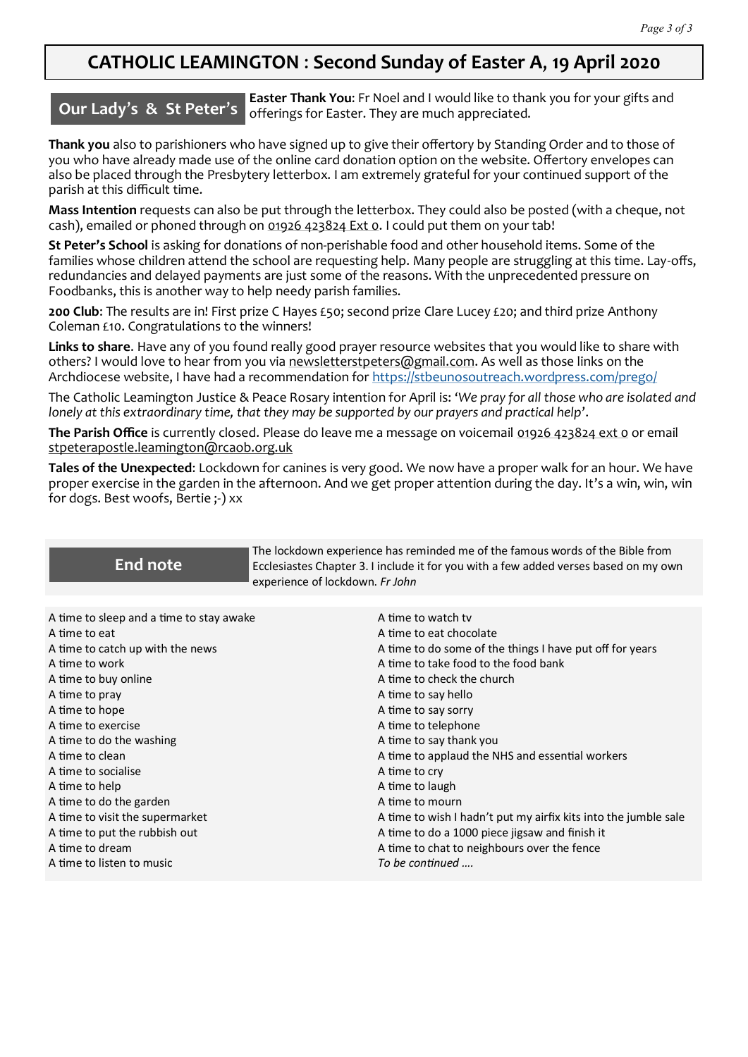# CATHOLIC LEAMINGTON : Second Sunday of Easter A, 19 April 2020

## Our Lady's & St Peter's

**Easter Thank You**: Fr Noel and I would like to thank you for your gifts and offerings for Easter. They are much appreciated.

**Thank you** also to parishioners who have signed up to give their offertory by Standing Order and to those of you who have already made use of the online card donation option on the website. Offertory envelopes can also be placed through the Presbytery letterbox. I am extremely grateful for your continued support of the parish at this difficult time.

**Mass Intention** requests can also be put through the letterbox. They could also be posted (with a cheque, not cash), emailed or phoned through on 01926 423824 Ext 0. I could put them on your tab!

**St Peter's School** is asking for donations of non-perishable food and other household items. Some of the families whose children attend the school are requesting help. Many people are struggling at this time. Lay-offs, redundancies and delayed payments are just some of the reasons. With the unprecedented pressure on Foodbanks, this is another way to help needy parish families.

**200 Club**: The results are in! First prize C Hayes £50; second prize Clare Lucey £20; and third prize Anthony Coleman £10. Congratulations to the winners!

**Links to share**. Have any of you found really good prayer resource websites that you would like to share with others? I would love to hear from you via newsletterstpeters@gmail.com. As well as those links on the Archdiocese website, I have had a recommendation for https://stbeunosoutreach.wordpress.com/prego/

The Catholic Leamington Justice & Peace Rosary intention for April is: '*We pray for all those who are isolated and lonely at this extraordinary time, that they may be supported by our prayers and practical help*'.

**The Parish Office** is currently closed. Please do leave me a message on voicemail 01926 423824 ext 0 or email stpeterapostle.leamington@rcaob.org.uk

**Tales of the Unexpected**: Lockdown for canines is very good. We now have a proper walk for an hour. We have proper exercise in the garden in the afternoon. And we get proper attention during the day. It's a win, win, win for dogs. Best woofs, Bertie ;-) xx

## End note

The lockdown experience has reminded me of the famous words of the Bible from Ecclesiastes Chapter 3. I include it for you with a few added verses based on my own experience of lockdown. *Fr John*

A time to sleep and a time to stay awake
A time to eat
A time to catch up with the news
A time to work
A time to buy online
A time to pray
A time to hope
A time to exercise
A time to do the washing
A time to clean
A time to socialise
A time to help
A time to do the garden
A time to visit the supermarket
A time to put the rubbish out
A time to dream
A time to listen to music
A time to watch tv
A time to eat chocolate
A time to do some of the things I have put off for years
A time to take food to the food bank
A time to check the church
A time to say hello
A time to say sorry
A time to telephone
A time to say thank you
A time to applaud the NHS and essential workers
A time to cry
A time to laugh
A time to mourn
A time to wish I hadn't put my airfix kits into the jumble sale
A time to do a 1000 piece jigsaw and finish it
A time to chat to neighbours over the fence
*To be continued ….*